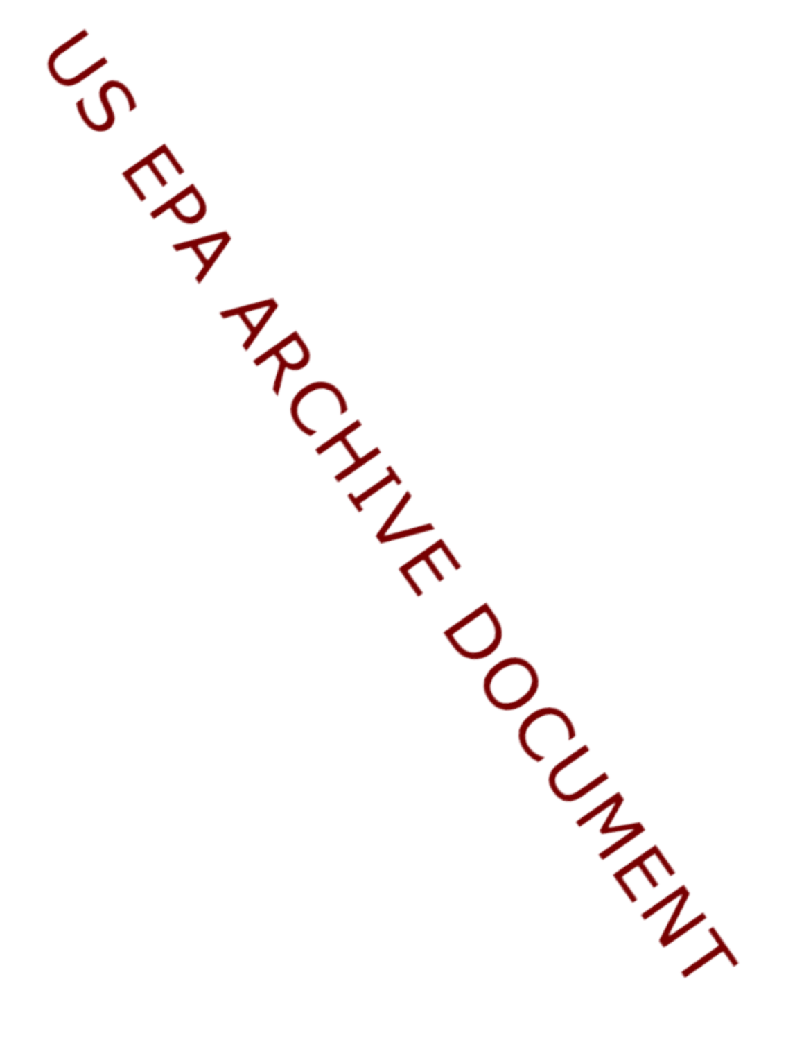US EPA ARCHIVE DOCUMENT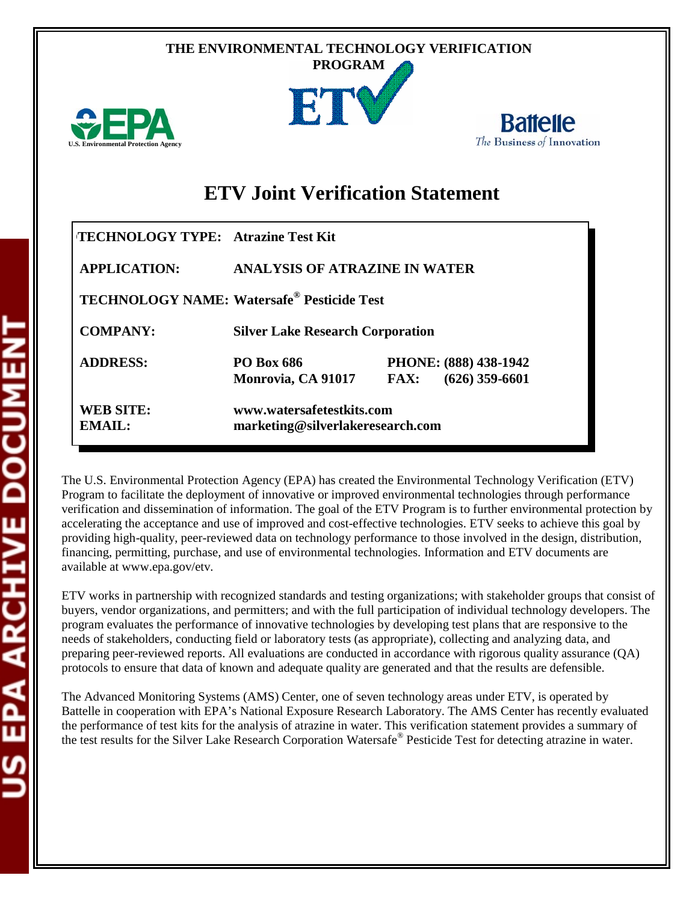THE ENVIRONMENTAL TECHNOLOGY VERIFICATION PROGRAM

# ETV Joint Verification Statement

| | | |
|---|---|---|
| **TECHNOLOGY TYPE:** | **Atrazine Test Kit** | |
| **APPLICATION:** | **ANALYSIS OF ATRAZINE IN WATER** | |
| **TECHNOLOGY NAME:** | **Watersafe® Pesticide Test** | |
| **COMPANY:** | **Silver Lake Research Corporation** | |
| **ADDRESS:** | **PO Box 686**<br>**Monrovia, CA 91017** | **PHONE: (888) 438-1942**<br>**FAX: (626) 359-6601** |
| **WEB SITE:**<br>**EMAIL:** | **www.watersafetestkits.com**<br>**marketing@silverlakeresearch.com** | |

The U.S. Environmental Protection Agency (EPA) has created the Environmental Technology Verification (ETV) Program to facilitate the deployment of innovative or improved environmental technologies through performance verification and dissemination of information. The goal of the ETV Program is to further environmental protection by accelerating the acceptance and use of improved and cost-effective technologies. ETV seeks to achieve this goal by providing high-quality, peer-reviewed data on technology performance to those involved in the design, distribution, financing, permitting, purchase, and use of environmental technologies. Information and ETV documents are available at www.epa.gov/etv.

ETV works in partnership with recognized standards and testing organizations; with stakeholder groups that consist of buyers, vendor organizations, and permitters; and with the full participation of individual technology developers. The program evaluates the performance of innovative technologies by developing test plans that are responsive to the needs of stakeholders, conducting field or laboratory tests (as appropriate), collecting and analyzing data, and preparing peer-reviewed reports. All evaluations are conducted in accordance with rigorous quality assurance (QA) protocols to ensure that data of known and adequate quality are generated and that the results are defensible.

The Advanced Monitoring Systems (AMS) Center, one of seven technology areas under ETV, is operated by Battelle in cooperation with EPA's National Exposure Research Laboratory. The AMS Center has recently evaluated the performance of test kits for the analysis of atrazine in water. This verification statement provides a summary of the test results for the Silver Lake Research Corporation Watersafe® Pesticide Test for detecting atrazine in water.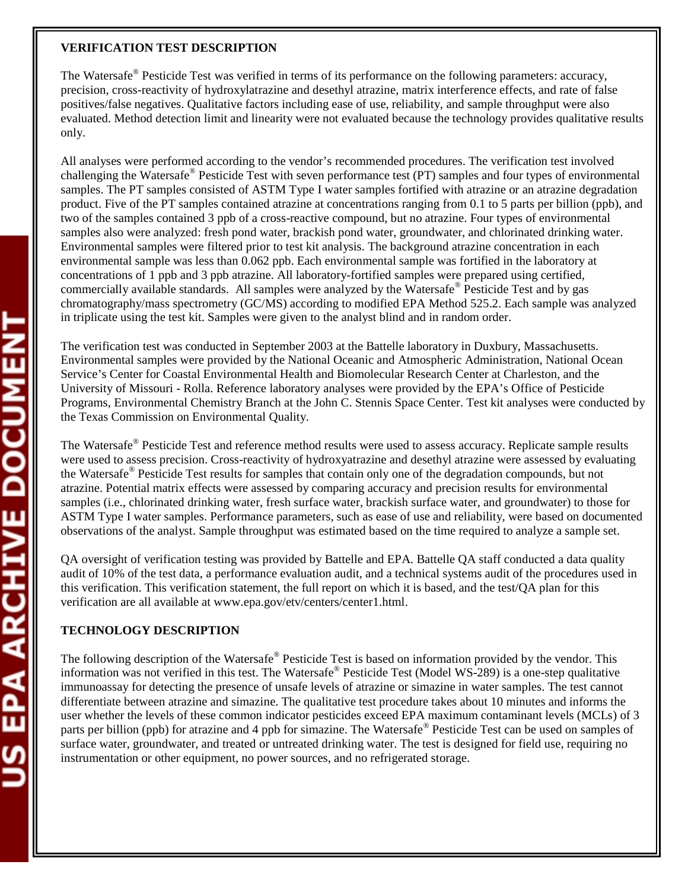**VERIFICATION TEST DESCRIPTION**

The Watersafe® Pesticide Test was verified in terms of its performance on the following parameters: accuracy, precision, cross-reactivity of hydroxylatrazine and desethyl atrazine, matrix interference effects, and rate of false positives/false negatives. Qualitative factors including ease of use, reliability, and sample throughput were also evaluated. Method detection limit and linearity were not evaluated because the technology provides qualitative results only.

All analyses were performed according to the vendor's recommended procedures. The verification test involved challenging the Watersafe® Pesticide Test with seven performance test (PT) samples and four types of environmental samples. The PT samples consisted of ASTM Type I water samples fortified with atrazine or an atrazine degradation product. Five of the PT samples contained atrazine at concentrations ranging from 0.1 to 5 parts per billion (ppb), and two of the samples contained 3 ppb of a cross-reactive compound, but no atrazine. Four types of environmental samples also were analyzed: fresh pond water, brackish pond water, groundwater, and chlorinated drinking water. Environmental samples were filtered prior to test kit analysis. The background atrazine concentration in each environmental sample was less than 0.062 ppb. Each environmental sample was fortified in the laboratory at concentrations of 1 ppb and 3 ppb atrazine. All laboratory-fortified samples were prepared using certified, commercially available standards. All samples were analyzed by the Watersafe® Pesticide Test and by gas chromatography/mass spectrometry (GC/MS) according to modified EPA Method 525.2. Each sample was analyzed in triplicate using the test kit. Samples were given to the analyst blind and in random order.

The verification test was conducted in September 2003 at the Battelle laboratory in Duxbury, Massachusetts. Environmental samples were provided by the National Oceanic and Atmospheric Administration, National Ocean Service's Center for Coastal Environmental Health and Biomolecular Research Center at Charleston, and the University of Missouri - Rolla. Reference laboratory analyses were provided by the EPA's Office of Pesticide Programs, Environmental Chemistry Branch at the John C. Stennis Space Center. Test kit analyses were conducted by the Texas Commission on Environmental Quality.

The Watersafe® Pesticide Test and reference method results were used to assess accuracy. Replicate sample results were used to assess precision. Cross-reactivity of hydroxyatrazine and desethyl atrazine were assessed by evaluating the Watersafe® Pesticide Test results for samples that contain only one of the degradation compounds, but not atrazine. Potential matrix effects were assessed by comparing accuracy and precision results for environmental samples (i.e., chlorinated drinking water, fresh surface water, brackish surface water, and groundwater) to those for ASTM Type I water samples. Performance parameters, such as ease of use and reliability, were based on documented observations of the analyst. Sample throughput was estimated based on the time required to analyze a sample set.

QA oversight of verification testing was provided by Battelle and EPA. Battelle QA staff conducted a data quality audit of 10% of the test data, a performance evaluation audit, and a technical systems audit of the procedures used in this verification. This verification statement, the full report on which it is based, and the test/QA plan for this verification are all available at www.epa.gov/etv/centers/center1.html.

**TECHNOLOGY DESCRIPTION**

The following description of the Watersafe® Pesticide Test is based on information provided by the vendor. This information was not verified in this test. The Watersafe® Pesticide Test (Model WS-289) is a one-step qualitative immunoassay for detecting the presence of unsafe levels of atrazine or simazine in water samples. The test cannot differentiate between atrazine and simazine. The qualitative test procedure takes about 10 minutes and informs the user whether the levels of these common indicator pesticides exceed EPA maximum contaminant levels (MCLs) of 3 parts per billion (ppb) for atrazine and 4 ppb for simazine. The Watersafe® Pesticide Test can be used on samples of surface water, groundwater, and treated or untreated drinking water. The test is designed for field use, requiring no instrumentation or other equipment, no power sources, and no refrigerated storage.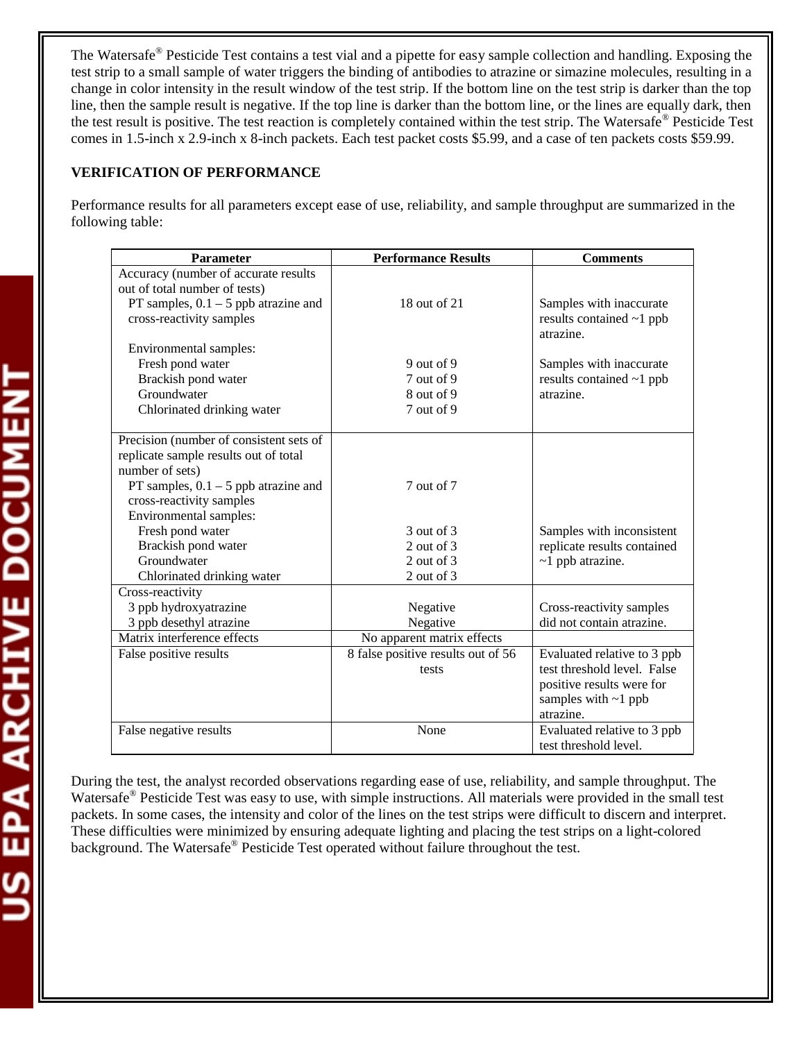The Watersafe® Pesticide Test contains a test vial and a pipette for easy sample collection and handling. Exposing the test strip to a small sample of water triggers the binding of antibodies to atrazine or simazine molecules, resulting in a change in color intensity in the result window of the test strip. If the bottom line on the test strip is darker than the top line, then the sample result is negative. If the top line is darker than the bottom line, or the lines are equally dark, then the test result is positive. The test reaction is completely contained within the test strip. The Watersafe® Pesticide Test comes in 1.5-inch x 2.9-inch x 8-inch packets. Each test packet costs $5.99, and a case of ten packets costs $59.99.

**VERIFICATION OF PERFORMANCE**

Performance results for all parameters except ease of use, reliability, and sample throughput are summarized in the following table:

| Parameter | Performance Results | Comments |
|---|---|---|
| Accuracy (number of accurate results out of total number of tests) | | |
| PT samples, 0.1 – 5 ppb atrazine and cross-reactivity samples | 18 out of 21 | Samples with inaccurate results contained ~1 ppb atrazine. |
| Environmental samples: | | |
| Fresh pond water | 9 out of 9 | Samples with inaccurate results contained ~1 ppb atrazine. |
| Brackish pond water | 7 out of 9 | |
| Groundwater | 8 out of 9 | |
| Chlorinated drinking water | 7 out of 9 | |
| Precision (number of consistent sets of replicate sample results out of total number of sets) | | |
| PT samples, 0.1 – 5 ppb atrazine and cross-reactivity samples | 7 out of 7 | |
| Environmental samples: | | |
| Fresh pond water | 3 out of 3 | Samples with inconsistent replicate results contained ~1 ppb atrazine. |
| Brackish pond water | 2 out of 3 | |
| Groundwater | 2 out of 3 | |
| Chlorinated drinking water | 2 out of 3 | |
| Cross-reactivity | | |
| 3 ppb hydroxyatrazine | Negative | Cross-reactivity samples did not contain atrazine. |
| 3 ppb desethyl atrazine | Negative | |
| Matrix interference effects | No apparent matrix effects | |
| False positive results | 8 false positive results out of 56 tests | Evaluated relative to 3 ppb test threshold level. False positive results were for samples with ~1 ppb atrazine. |
| False negative results | None | Evaluated relative to 3 ppb test threshold level. |

During the test, the analyst recorded observations regarding ease of use, reliability, and sample throughput. The Watersafe® Pesticide Test was easy to use, with simple instructions. All materials were provided in the small test packets. In some cases, the intensity and color of the lines on the test strips were difficult to discern and interpret. These difficulties were minimized by ensuring adequate lighting and placing the test strips on a light-colored background. The Watersafe® Pesticide Test operated without failure throughout the test.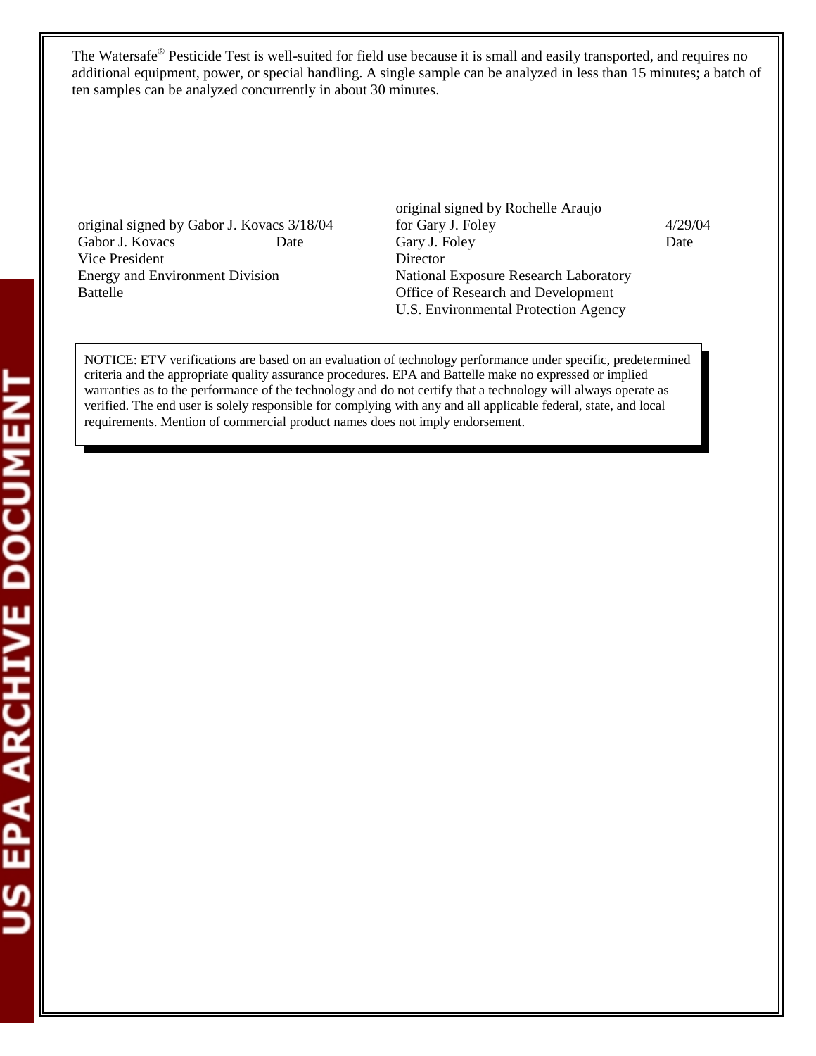The Watersafe® Pesticide Test is well-suited for field use because it is small and easily transported, and requires no additional equipment, power, or special handling. A single sample can be analyzed in less than 15 minutes; a batch of ten samples can be analyzed concurrently in about 30 minutes.

original signed by Gabor J. Kovacs 3/18/04
Gabor J. Kovacs Date
Vice President
Energy and Environment Division
Battelle

original signed by Rochelle Araujo
for Gary J. Foley 4/29/04
Gary J. Foley Date
Director
National Exposure Research Laboratory
Office of Research and Development
U.S. Environmental Protection Agency

NOTICE: ETV verifications are based on an evaluation of technology performance under specific, predetermined criteria and the appropriate quality assurance procedures. EPA and Battelle make no expressed or implied warranties as to the performance of the technology and do not certify that a technology will always operate as verified. The end user is solely responsible for complying with any and all applicable federal, state, and local requirements. Mention of commercial product names does not imply endorsement.